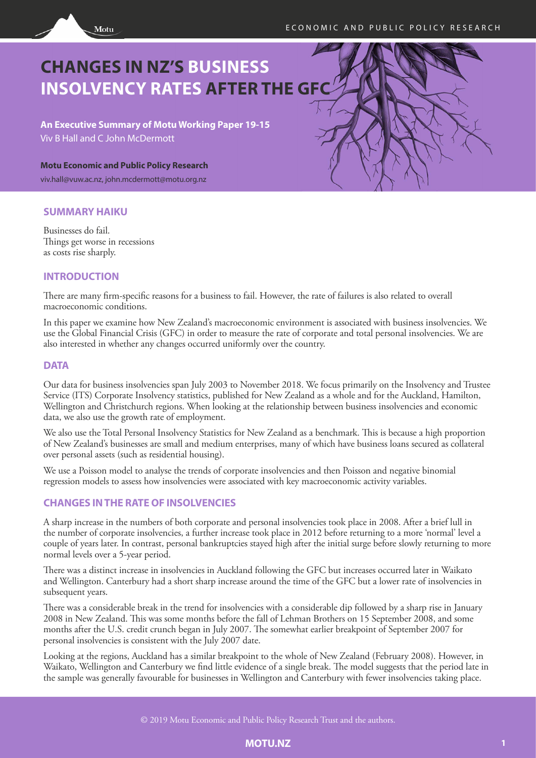# CHANGES IN NZ'S BUSINESS INSOLVENCY RATES AFTER THE GFC

**An Executive Summary of Motu Working Paper 19-15**

Viv B Hall and C John McDermott

**Motu Economic and Public Policy Research**

viv.hall@vuw.ac.nz, john.mcdermott@motu.org.nz

## SUMMARY HAIKU

Businesses do fail.
Things get worse in recessions
as costs rise sharply.

## INTRODUCTION

There are many firm-specific reasons for a business to fail. However, the rate of failures is also related to overall macroeconomic conditions.

In this paper we examine how New Zealand's macroeconomic environment is associated with business insolvencies. We use the Global Financial Crisis (GFC) in order to measure the rate of corporate and total personal insolvencies. We are also interested in whether any changes occurred uniformly over the country.

## DATA

Our data for business insolvencies span July 2003 to November 2018. We focus primarily on the Insolvency and Trustee Service (ITS) Corporate Insolvency statistics, published for New Zealand as a whole and for the Auckland, Hamilton, Wellington and Christchurch regions. When looking at the relationship between business insolvencies and economic data, we also use the growth rate of employment.

We also use the Total Personal Insolvency Statistics for New Zealand as a benchmark. This is because a high proportion of New Zealand's businesses are small and medium enterprises, many of which have business loans secured as collateral over personal assets (such as residential housing).

We use a Poisson model to analyse the trends of corporate insolvencies and then Poisson and negative binomial regression models to assess how insolvencies were associated with key macroeconomic activity variables.

## CHANGES IN THE RATE OF INSOLVENCIES

A sharp increase in the numbers of both corporate and personal insolvencies took place in 2008. After a brief lull in the number of corporate insolvencies, a further increase took place in 2012 before returning to a more 'normal' level a couple of years later. In contrast, personal bankruptcies stayed high after the initial surge before slowly returning to more normal levels over a 5-year period.

There was a distinct increase in insolvencies in Auckland following the GFC but increases occurred later in Waikato and Wellington. Canterbury had a short sharp increase around the time of the GFC but a lower rate of insolvencies in subsequent years.

There was a considerable break in the trend for insolvencies with a considerable dip followed by a sharp rise in January 2008 in New Zealand. This was some months before the fall of Lehman Brothers on 15 September 2008, and some months after the U.S. credit crunch began in July 2007. The somewhat earlier breakpoint of September 2007 for personal insolvencies is consistent with the July 2007 date.

Looking at the regions, Auckland has a similar breakpoint to the whole of New Zealand (February 2008). However, in Waikato, Wellington and Canterbury we find little evidence of a single break. The model suggests that the period late in the sample was generally favourable for businesses in Wellington and Canterbury with fewer insolvencies taking place.

© 2019 Motu Economic and Public Policy Research Trust and the authors.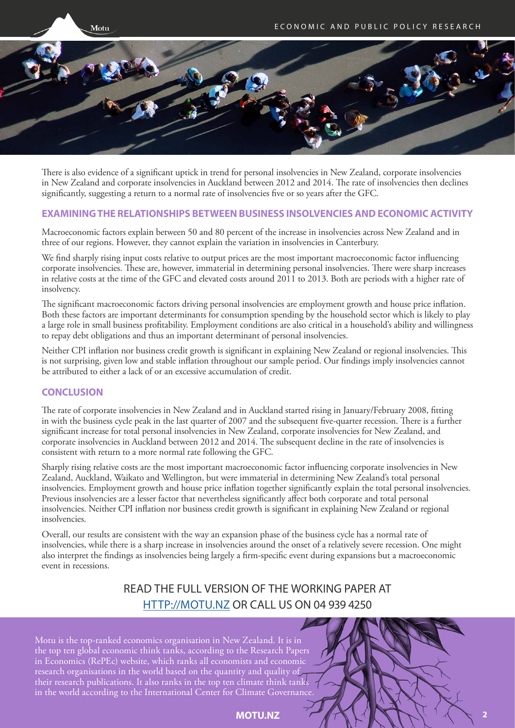There is also evidence of a significant uptick in trend for personal insolvencies in New Zealand, corporate insolvencies in New Zealand and corporate insolvencies in Auckland between 2012 and 2014. The rate of insolvencies then declines significantly, suggesting a return to a normal rate of insolvencies five or so years after the GFC.

## EXAMINING THE RELATIONSHIPS BETWEEN BUSINESS INSOLVENCIES AND ECONOMIC ACTIVITY

Macroeconomic factors explain between 50 and 80 percent of the increase in insolvencies across New Zealand and in three of our regions. However, they cannot explain the variation in insolvencies in Canterbury.

We find sharply rising input costs relative to output prices are the most important macroeconomic factor influencing corporate insolvencies. These are, however, immaterial in determining personal insolvencies. There were sharp increases in relative costs at the time of the GFC and elevated costs around 2011 to 2013. Both are periods with a higher rate of insolvency.

The significant macroeconomic factors driving personal insolvencies are employment growth and house price inflation. Both these factors are important determinants for consumption spending by the household sector which is likely to play a large role in small business profitability. Employment conditions are also critical in a household's ability and willingness to repay debt obligations and thus an important determinant of personal insolvencies.

Neither CPI inflation nor business credit growth is significant in explaining New Zealand or regional insolvencies. This is not surprising, given low and stable inflation throughout our sample period. Our findings imply insolvencies cannot be attributed to either a lack of or an excessive accumulation of credit.

## CONCLUSION

The rate of corporate insolvencies in New Zealand and in Auckland started rising in January/February 2008, fitting in with the business cycle peak in the last quarter of 2007 and the subsequent five-quarter recession. There is a further significant increase for total personal insolvencies in New Zealand, corporate insolvencies for New Zealand, and corporate insolvencies in Auckland between 2012 and 2014. The subsequent decline in the rate of insolvencies is consistent with return to a more normal rate following the GFC.

Sharply rising relative costs are the most important macroeconomic factor influencing corporate insolvencies in New Zealand, Auckland, Waikato and Wellington, but were immaterial in determining New Zealand's total personal insolvencies. Employment growth and house price inflation together significantly explain the total personal insolvencies. Previous insolvencies are a lesser factor that nevertheless significantly affect both corporate and total personal insolvencies. Neither CPI inflation nor business credit growth is significant in explaining New Zealand or regional insolvencies.

Overall, our results are consistent with the way an expansion phase of the business cycle has a normal rate of insolvencies, while there is a sharp increase in insolvencies around the onset of a relatively severe recession. One might also interpret the findings as insolvencies being largely a firm-specific event during expansions but a macroeconomic event in recessions.

READ THE FULL VERSION OF THE WORKING PAPER AT HTTP://MOTU.NZ OR CALL US ON 04 939 4250

Motu is the top-ranked economics organisation in New Zealand. It is in the top ten global economic think tanks, according to the Research Papers in Economics (RePEc) website, which ranks all economists and economic research organisations in the world based on the quantity and quality of their research publications. It also ranks in the top ten climate think tanks in the world according to the International Center for Climate Governance.

MOTU.NZ